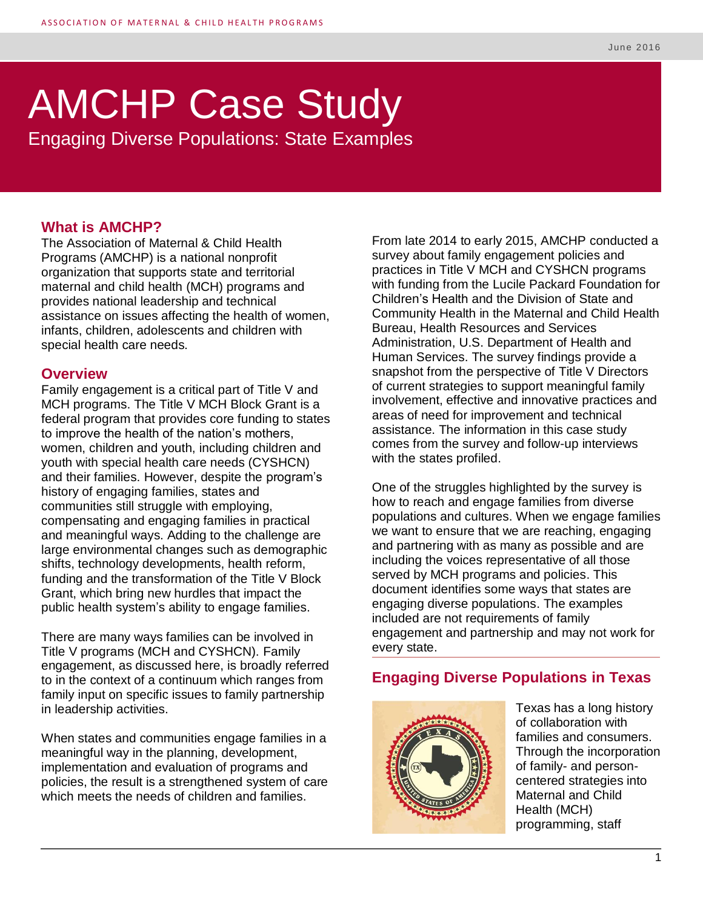# AMCHP Case Study

Engaging Diverse Populations: State Examples

June 2016

## What is AMCHP?

The Association of Maternal & Child Health Programs (AMCHP) is a national nonprofit organization that supports state and territorial maternal and child health (MCH) programs and provides national leadership and technical assistance on issues affecting the health of women, infants, children, adolescents and children with special health care needs.

## Overview

Family engagement is a critical part of Title V and MCH programs. The Title V MCH Block Grant is a federal program that provides core funding to states to improve the health of the nation's mothers, women, children and youth, including children and youth with special health care needs (CYSHCN) and their families. However, despite the program's history of engaging families, states and communities still struggle with employing, compensating and engaging families in practical and meaningful ways. Adding to the challenge are large environmental changes such as demographic shifts, technology developments, health reform, funding and the transformation of the Title V Block Grant, which bring new hurdles that impact the public health system's ability to engage families.

There are many ways families can be involved in Title V programs (MCH and CYSHCN). Family engagement, as discussed here, is broadly referred to in the context of a continuum which ranges from family input on specific issues to family partnership in leadership activities.

When states and communities engage families in a meaningful way in the planning, development, implementation and evaluation of programs and policies, the result is a strengthened system of care which meets the needs of children and families.

From late 2014 to early 2015, AMCHP conducted a survey about family engagement policies and practices in Title V MCH and CYSHCN programs with funding from the Lucile Packard Foundation for Children's Health and the Division of State and Community Health in the Maternal and Child Health Bureau, Health Resources and Services Administration, U.S. Department of Health and Human Services. The survey findings provide a snapshot from the perspective of Title V Directors of current strategies to support meaningful family involvement, effective and innovative practices and areas of need for improvement and technical assistance. The information in this case study comes from the survey and follow-up interviews with the states profiled.

One of the struggles highlighted by the survey is how to reach and engage families from diverse populations and cultures. When we engage families we want to ensure that we are reaching, engaging and partnering with as many as possible and are including the voices representative of all those served by MCH programs and policies. This document identifies some ways that states are engaging diverse populations. The examples included are not requirements of family engagement and partnership and may not work for every state.

## Engaging Diverse Populations in Texas

Texas has a long history of collaboration with families and consumers. Through the incorporation of family- and person-centered strategies into Maternal and Child Health (MCH) programming, staff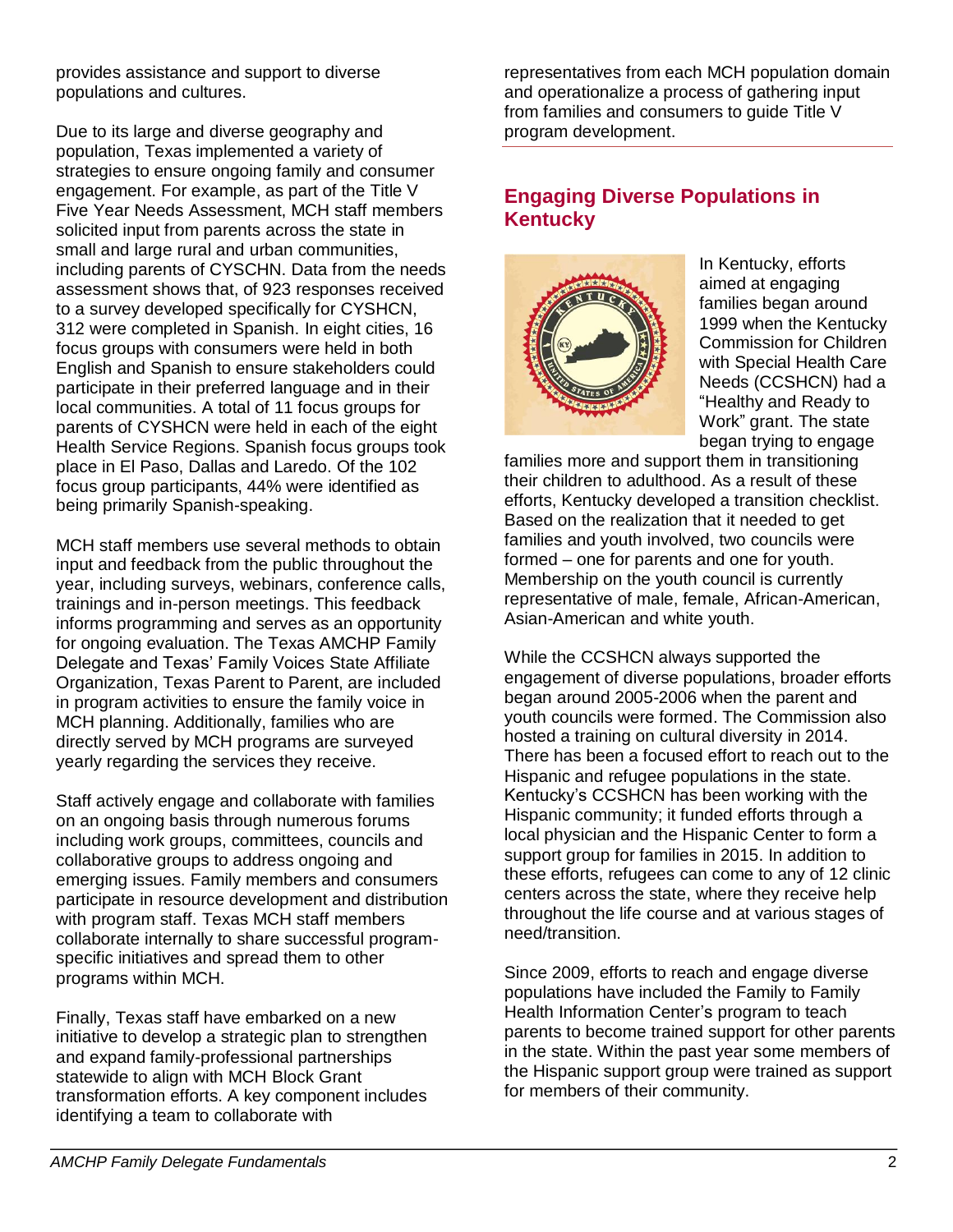provides assistance and support to diverse populations and cultures.

Due to its large and diverse geography and population, Texas implemented a variety of strategies to ensure ongoing family and consumer engagement. For example, as part of the Title V Five Year Needs Assessment, MCH staff members solicited input from parents across the state in small and large rural and urban communities, including parents of CYSCHN. Data from the needs assessment shows that, of 923 responses received to a survey developed specifically for CYSHCN, 312 were completed in Spanish. In eight cities, 16 focus groups with consumers were held in both English and Spanish to ensure stakeholders could participate in their preferred language and in their local communities. A total of 11 focus groups for parents of CYSHCN were held in each of the eight Health Service Regions. Spanish focus groups took place in El Paso, Dallas and Laredo. Of the 102 focus group participants, 44% were identified as being primarily Spanish-speaking.

MCH staff members use several methods to obtain input and feedback from the public throughout the year, including surveys, webinars, conference calls, trainings and in-person meetings. This feedback informs programming and serves as an opportunity for ongoing evaluation. The Texas AMCHP Family Delegate and Texas' Family Voices State Affiliate Organization, Texas Parent to Parent, are included in program activities to ensure the family voice in MCH planning. Additionally, families who are directly served by MCH programs are surveyed yearly regarding the services they receive.

Staff actively engage and collaborate with families on an ongoing basis through numerous forums including work groups, committees, councils and collaborative groups to address ongoing and emerging issues. Family members and consumers participate in resource development and distribution with program staff. Texas MCH staff members collaborate internally to share successful program-specific initiatives and spread them to other programs within MCH.

Finally, Texas staff have embarked on a new initiative to develop a strategic plan to strengthen and expand family-professional partnerships statewide to align with MCH Block Grant transformation efforts. A key component includes identifying a team to collaborate with representatives from each MCH population domain and operationalize a process of gathering input from families and consumers to guide Title V program development.

## Engaging Diverse Populations in Kentucky

In Kentucky, efforts aimed at engaging families began around 1999 when the Kentucky Commission for Children with Special Health Care Needs (CCSHCN) had a "Healthy and Ready to Work" grant. The state began trying to engage families more and support them in transitioning their children to adulthood. As a result of these efforts, Kentucky developed a transition checklist. Based on the realization that it needed to get families and youth involved, two councils were formed – one for parents and one for youth. Membership on the youth council is currently representative of male, female, African-American, Asian-American and white youth.

While the CCSHCN always supported the engagement of diverse populations, broader efforts began around 2005-2006 when the parent and youth councils were formed. The Commission also hosted a training on cultural diversity in 2014. There has been a focused effort to reach out to the Hispanic and refugee populations in the state. Kentucky's CCSHCN has been working with the Hispanic community; it funded efforts through a local physician and the Hispanic Center to form a support group for families in 2015. In addition to these efforts, refugees can come to any of 12 clinic centers across the state, where they receive help throughout the life course and at various stages of need/transition.

Since 2009, efforts to reach and engage diverse populations have included the Family to Family Health Information Center's program to teach parents to become trained support for other parents in the state. Within the past year some members of the Hispanic support group were trained as support for members of their community.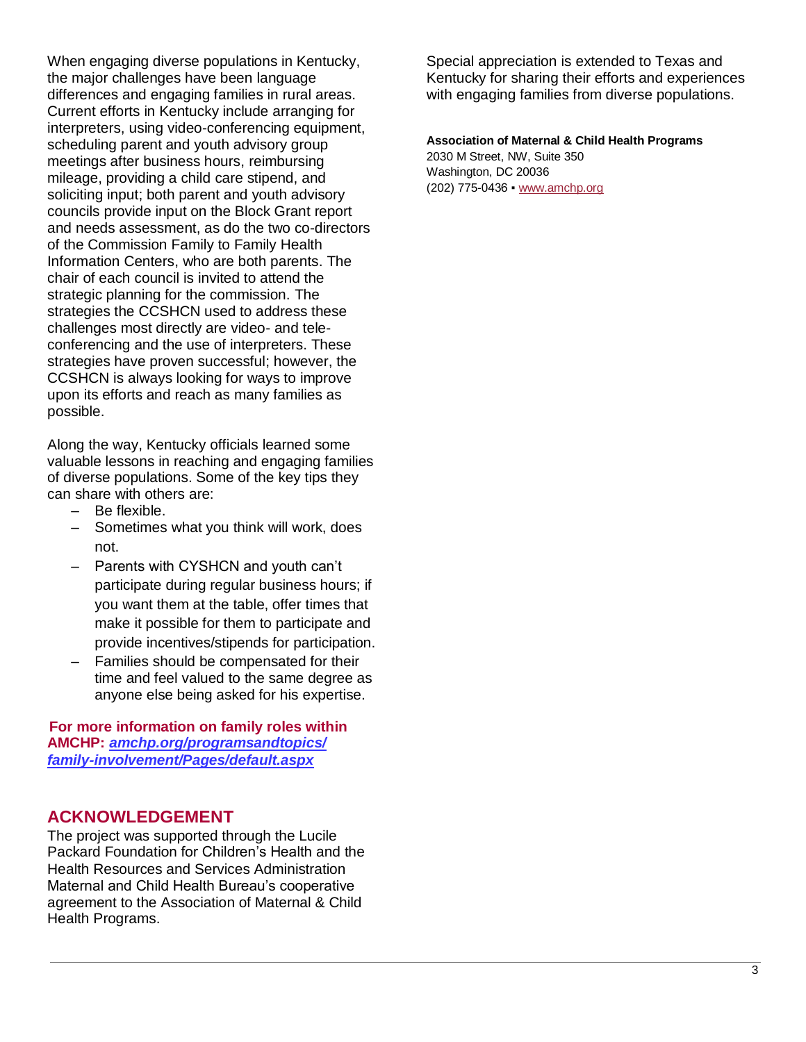When engaging diverse populations in Kentucky, the major challenges have been language differences and engaging families in rural areas. Current efforts in Kentucky include arranging for interpreters, using video-conferencing equipment, scheduling parent and youth advisory group meetings after business hours, reimbursing mileage, providing a child care stipend, and soliciting input; both parent and youth advisory councils provide input on the Block Grant report and needs assessment, as do the two co-directors of the Commission Family to Family Health Information Centers, who are both parents. The chair of each council is invited to attend the strategic planning for the commission. The strategies the CCSHCN used to address these challenges most directly are video- and tele-conferencing and the use of interpreters. These strategies have proven successful; however, the CCSHCN is always looking for ways to improve upon its efforts and reach as many families as possible.

Along the way, Kentucky officials learned some valuable lessons in reaching and engaging families of diverse populations. Some of the key tips they can share with others are:

- Be flexible.
- Sometimes what you think will work, does not.
- Parents with CYSHCN and youth can't participate during regular business hours; if you want them at the table, offer times that make it possible for them to participate and provide incentives/stipends for participation.
- Families should be compensated for their time and feel valued to the same degree as anyone else being asked for his expertise.

**For more information on family roles within AMCHP: *amchp.org/programsandtopics/family-involvement/Pages/default.aspx***

## ACKNOWLEDGEMENT

The project was supported through the Lucile Packard Foundation for Children's Health and the Health Resources and Services Administration Maternal and Child Health Bureau's cooperative agreement to the Association of Maternal & Child Health Programs.

Special appreciation is extended to Texas and Kentucky for sharing their efforts and experiences with engaging families from diverse populations.

**Association of Maternal & Child Health Programs**
2030 M Street, NW, Suite 350
Washington, DC 20036
(202) 775-0436 ▪ www.amchp.org